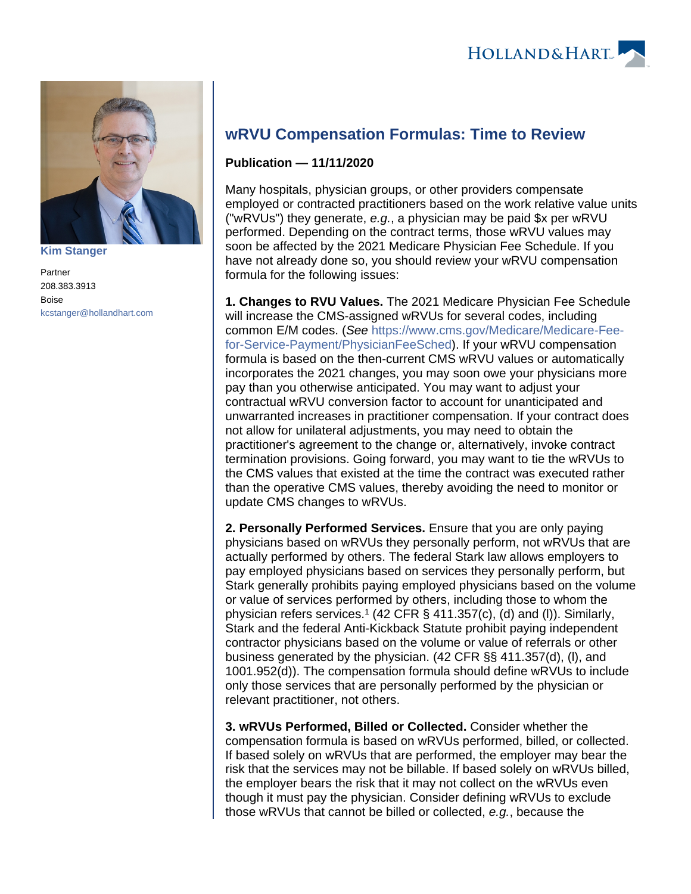Kim Stanger

Partner

208.383.3913

Boise

kcstanger@hollandhart.com

# wRVU Compensation Formulas: Time to Review

**Publication — 11/11/2020**

Many hospitals, physician groups, or other providers compensate employed or contracted practitioners based on the work relative value units ("wRVUs") they generate, *e.g.*, a physician may be paid $x per wRVU performed. Depending on the contract terms, those wRVU values may soon be affected by the 2021 Medicare Physician Fee Schedule. If you have not already done so, you should review your wRVU compensation formula for the following issues:

**1. Changes to RVU Values.** The 2021 Medicare Physician Fee Schedule will increase the CMS-assigned wRVUs for several codes, including common E/M codes. (*See* https://www.cms.gov/Medicare/Medicare-Fee-for-Service-Payment/PhysicianFeeSched). If your wRVU compensation formula is based on the then-current CMS wRVU values or automatically incorporates the 2021 changes, you may soon owe your physicians more pay than you otherwise anticipated. You may want to adjust your contractual wRVU conversion factor to account for unanticipated and unwarranted increases in practitioner compensation. If your contract does not allow for unilateral adjustments, you may need to obtain the practitioner's agreement to the change or, alternatively, invoke contract termination provisions. Going forward, you may want to tie the wRVUs to the CMS values that existed at the time the contract was executed rather than the operative CMS values, thereby avoiding the need to monitor or update CMS changes to wRVUs.

**2. Personally Performed Services.** Ensure that you are only paying physicians based on wRVUs they personally perform, not wRVUs that are actually performed by others. The federal Stark law allows employers to pay employed physicians based on services they personally perform, but Stark generally prohibits paying employed physicians based on the volume or value of services performed by others, including those to whom the physician refers services.[1] (42 CFR § 411.357(c), (d) and (l)). Similarly, Stark and the federal Anti-Kickback Statute prohibit paying independent contractor physicians based on the volume or value of referrals or other business generated by the physician. (42 CFR §§ 411.357(d), (l), and 1001.952(d)). The compensation formula should define wRVUs to include only those services that are personally performed by the physician or relevant practitioner, not others.

**3. wRVUs Performed, Billed or Collected.** Consider whether the compensation formula is based on wRVUs performed, billed, or collected. If based solely on wRVUs that are performed, the employer may bear the risk that the services may not be billable. If based solely on wRVUs billed, the employer bears the risk that it may not collect on the wRVUs even though it must pay the physician. Consider defining wRVUs to exclude those wRVUs that cannot be billed or collected, *e.g.*, because the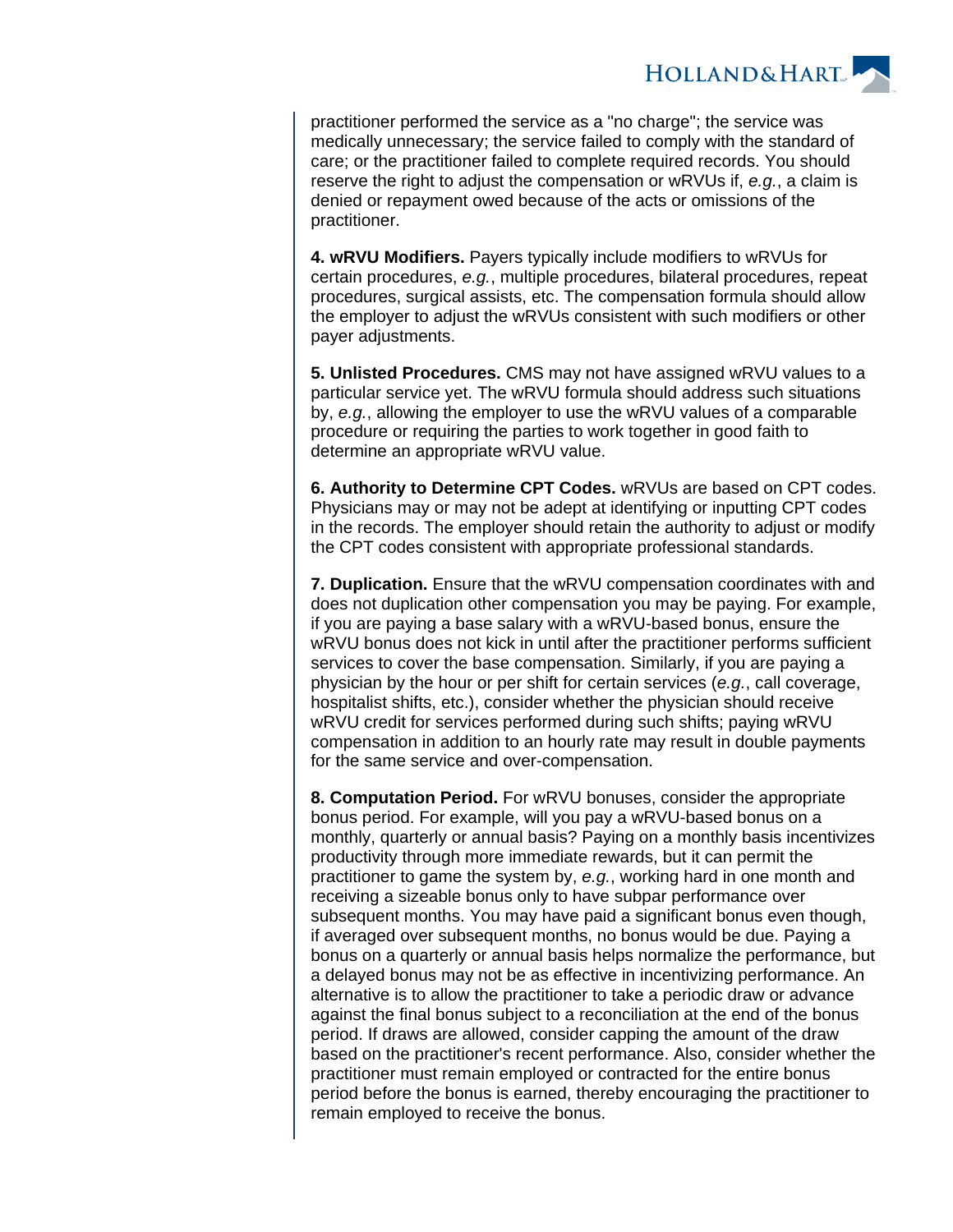practitioner performed the service as a "no charge"; the service was medically unnecessary; the service failed to comply with the standard of care; or the practitioner failed to complete required records. You should reserve the right to adjust the compensation or wRVUs if, *e.g.*, a claim is denied or repayment owed because of the acts or omissions of the practitioner.

**4. wRVU Modifiers.** Payers typically include modifiers to wRVUs for certain procedures, *e.g.*, multiple procedures, bilateral procedures, repeat procedures, surgical assists, etc. The compensation formula should allow the employer to adjust the wRVUs consistent with such modifiers or other payer adjustments.

**5. Unlisted Procedures.** CMS may not have assigned wRVU values to a particular service yet. The wRVU formula should address such situations by, *e.g.*, allowing the employer to use the wRVU values of a comparable procedure or requiring the parties to work together in good faith to determine an appropriate wRVU value.

**6. Authority to Determine CPT Codes.** wRVUs are based on CPT codes. Physicians may or may not be adept at identifying or inputting CPT codes in the records. The employer should retain the authority to adjust or modify the CPT codes consistent with appropriate professional standards.

**7. Duplication.** Ensure that the wRVU compensation coordinates with and does not duplication other compensation you may be paying. For example, if you are paying a base salary with a wRVU-based bonus, ensure the wRVU bonus does not kick in until after the practitioner performs sufficient services to cover the base compensation. Similarly, if you are paying a physician by the hour or per shift for certain services (*e.g.*, call coverage, hospitalist shifts, etc.), consider whether the physician should receive wRVU credit for services performed during such shifts; paying wRVU compensation in addition to an hourly rate may result in double payments for the same service and over-compensation.

**8. Computation Period.** For wRVU bonuses, consider the appropriate bonus period. For example, will you pay a wRVU-based bonus on a monthly, quarterly or annual basis? Paying on a monthly basis incentivizes productivity through more immediate rewards, but it can permit the practitioner to game the system by, *e.g.*, working hard in one month and receiving a sizeable bonus only to have subpar performance over subsequent months. You may have paid a significant bonus even though, if averaged over subsequent months, no bonus would be due. Paying a bonus on a quarterly or annual basis helps normalize the performance, but a delayed bonus may not be as effective in incentivizing performance. An alternative is to allow the practitioner to take a periodic draw or advance against the final bonus subject to a reconciliation at the end of the bonus period. If draws are allowed, consider capping the amount of the draw based on the practitioner's recent performance. Also, consider whether the practitioner must remain employed or contracted for the entire bonus period before the bonus is earned, thereby encouraging the practitioner to remain employed to receive the bonus.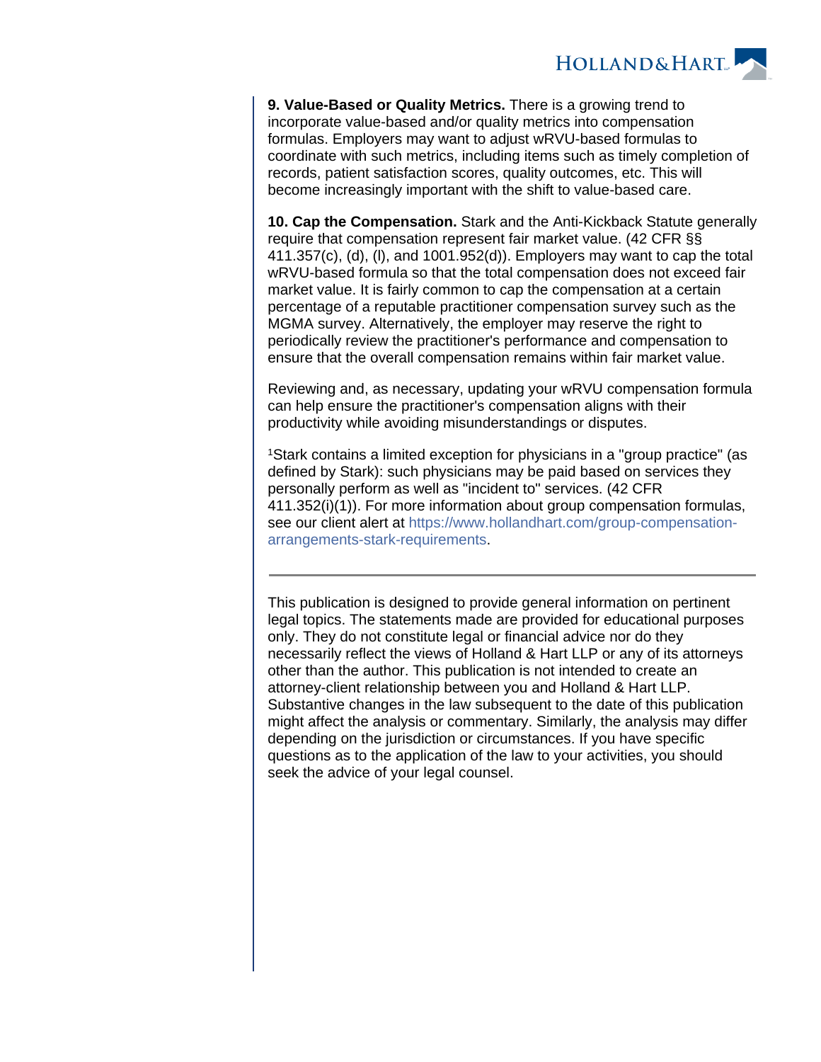**9. Value-Based or Quality Metrics.** There is a growing trend to incorporate value-based and/or quality metrics into compensation formulas. Employers may want to adjust wRVU-based formulas to coordinate with such metrics, including items such as timely completion of records, patient satisfaction scores, quality outcomes, etc. This will become increasingly important with the shift to value-based care.

**10. Cap the Compensation.** Stark and the Anti-Kickback Statute generally require that compensation represent fair market value. (42 CFR §§ 411.357(c), (d), (l), and 1001.952(d)). Employers may want to cap the total wRVU-based formula so that the total compensation does not exceed fair market value. It is fairly common to cap the compensation at a certain percentage of a reputable practitioner compensation survey such as the MGMA survey. Alternatively, the employer may reserve the right to periodically review the practitioner's performance and compensation to ensure that the overall compensation remains within fair market value.

Reviewing and, as necessary, updating your wRVU compensation formula can help ensure the practitioner's compensation aligns with their productivity while avoiding misunderstandings or disputes.

[1]Stark contains a limited exception for physicians in a "group practice" (as defined by Stark): such physicians may be paid based on services they personally perform as well as "incident to" services. (42 CFR 411.352(i)(1)). For more information about group compensation formulas, see our client alert at https://www.hollandhart.com/group-compensation-arrangements-stark-requirements.

---

This publication is designed to provide general information on pertinent legal topics. The statements made are provided for educational purposes only. They do not constitute legal or financial advice nor do they necessarily reflect the views of Holland & Hart LLP or any of its attorneys other than the author. This publication is not intended to create an attorney-client relationship between you and Holland & Hart LLP. Substantive changes in the law subsequent to the date of this publication might affect the analysis or commentary. Similarly, the analysis may differ depending on the jurisdiction or circumstances. If you have specific questions as to the application of the law to your activities, you should seek the advice of your legal counsel.